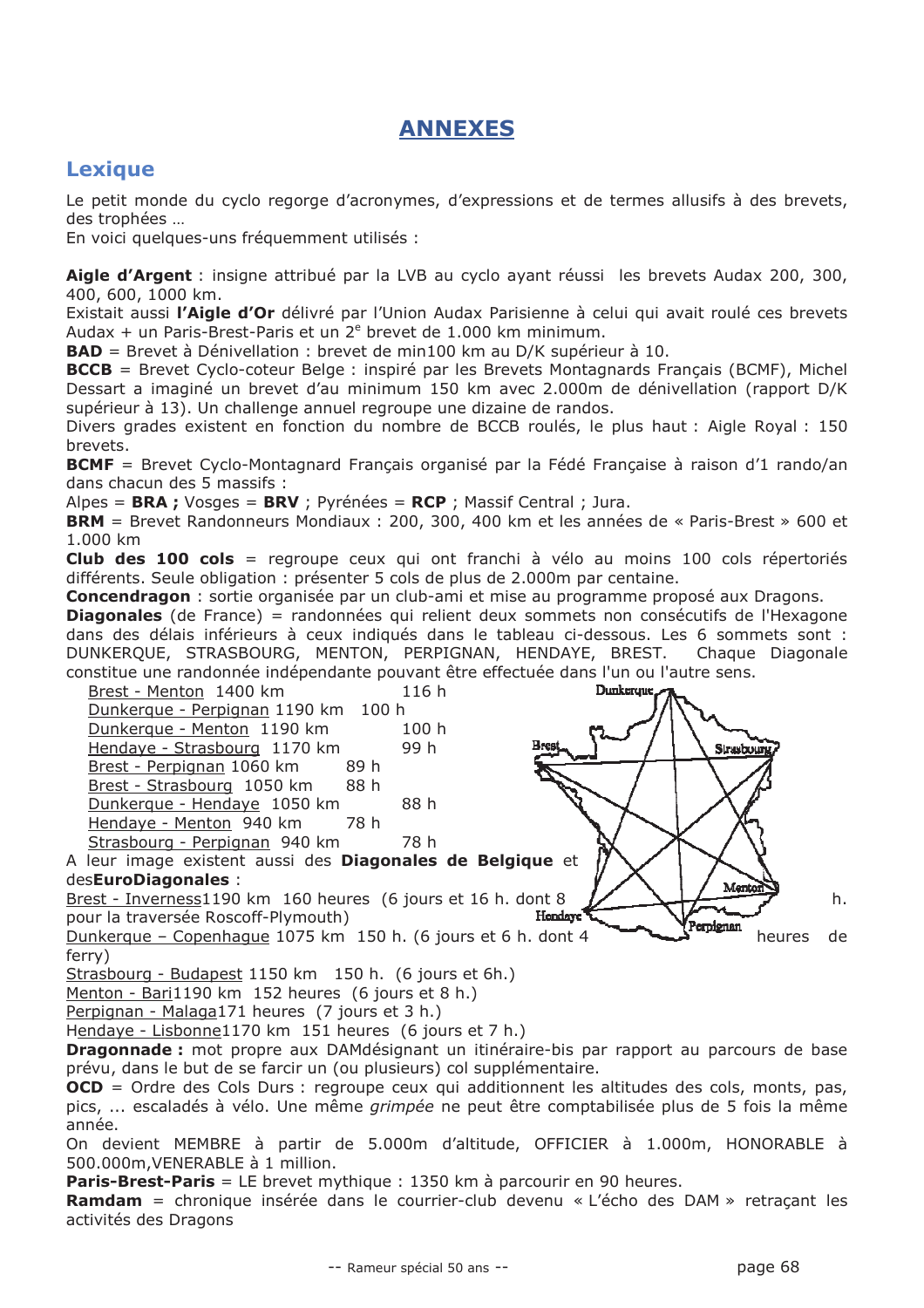# ANNEXES

## Lexique

Le petit monde du cyclo regorge d'acronymes, d'expressions et de termes allusifs à des brevets, des trophées …
En voici quelques-uns fréquemment utilisés :

**Aigle d'Argent** : insigne attribué par la LVB au cyclo ayant réussi les brevets Audax 200, 300, 400, 600, 1000 km.
Existait aussi **l'Aigle d'Or** délivré par l'Union Audax Parisienne à celui qui avait roulé ces brevets Audax + un Paris-Brest-Paris et un 2e brevet de 1.000 km minimum.
**BAD** = Brevet à Dénivellation : brevet de min100 km au D/K supérieur à 10.
**BCCB** = Brevet Cyclo-coteur Belge : inspiré par les Brevets Montagnards Français (BCMF), Michel Dessart a imaginé un brevet d'au minimum 150 km avec 2.000m de dénivellation (rapport D/K supérieur à 13). Un challenge annuel regroupe une dizaine de randos.
Divers grades existent en fonction du nombre de BCCB roulés, le plus haut : Aigle Royal : 150 brevets.
**BCMF** = Brevet Cyclo-Montagnard Français organisé par la Fédé Française à raison d'1 rando/an dans chacun des 5 massifs :
Alpes = **BRA ;** Vosges = **BRV** ; Pyrénées = **RCP** ; Massif Central ; Jura.
**BRM** = Brevet Randonneurs Mondiaux : 200, 300, 400 km et les années de « Paris-Brest » 600 et 1.000 km
**Club des 100 cols** = regroupe ceux qui ont franchi à vélo au moins 100 cols répertoriés différents. Seule obligation : présenter 5 cols de plus de 2.000m par centaine.
**Concendragon** : sortie organisée par un club-ami et mise au programme proposé aux Dragons.
**Diagonales** (de France) = randonnées qui relient deux sommets non consécutifs de l'Hexagone dans des délais inférieurs à ceux indiqués dans le tableau ci-dessous. Les 6 sommets sont : DUNKERQUE, STRASBOURG, MENTON, PERPIGNAN, HENDAYE, BREST. Chaque Diagonale constitue une randonnée indépendante pouvant être effectuée dans l'un ou l'autre sens.

| Diagonale | Distance | Délai |
|---|---|---|
| Brest - Menton | 1400 km | 116 h |
| Dunkerque - Perpignan | 1190 km | 100 h |
| Dunkerque - Menton | 1190 km | 100 h |
| Hendaye - Strasbourg | 1170 km | 99 h |
| Brest - Perpignan | 1060 km | 89 h |
| Brest - Strasbourg | 1050 km | 88 h |
| Dunkerque - Hendaye | 1050 km | 88 h |
| Hendaye - Menton | 940 km | 78 h |
| Strasbourg - Perpignan | 940 km | 78 h |

A leur image existent aussi des **Diagonales de Belgique** et des**EuroDiagonales** :
Brest - Inverness1190 km 160 heures (6 jours et 16 h. dont 8 h. pour la traversée Roscoff-Plymouth)
Dunkerque – Copenhague 1075 km 150 h. (6 jours et 6 h. dont 4 heures de ferry)
Strasbourg - Budapest 1150 km 150 h. (6 jours et 6h.)
Menton - Bari1190 km 152 heures (6 jours et 8 h.)
Perpignan - Malaga171 heures (7 jours et 3 h.)
Hendaye - Lisbonne1170 km 151 heures (6 jours et 7 h.)
**Dragonnade :** mot propre aux DAMdésignant un itinéraire-bis par rapport au parcours de base prévu, dans le but de se farcir un (ou plusieurs) col supplémentaire.
**OCD** = Ordre des Cols Durs : regroupe ceux qui additionnent les altitudes des cols, monts, pas, pics, ... escaladés à vélo. Une même *grimpée* ne peut être comptabilisée plus de 5 fois la même année.
On devient MEMBRE à partir de 5.000m d'altitude, OFFICIER à 1.000m, HONORABLE à 500.000m,VENERABLE à 1 million.
**Paris-Brest-Paris** = LE brevet mythique : 1350 km à parcourir en 90 heures.
**Ramdam** = chronique insérée dans le courrier-club devenu « L'écho des DAM » retraçant les activités des Dragons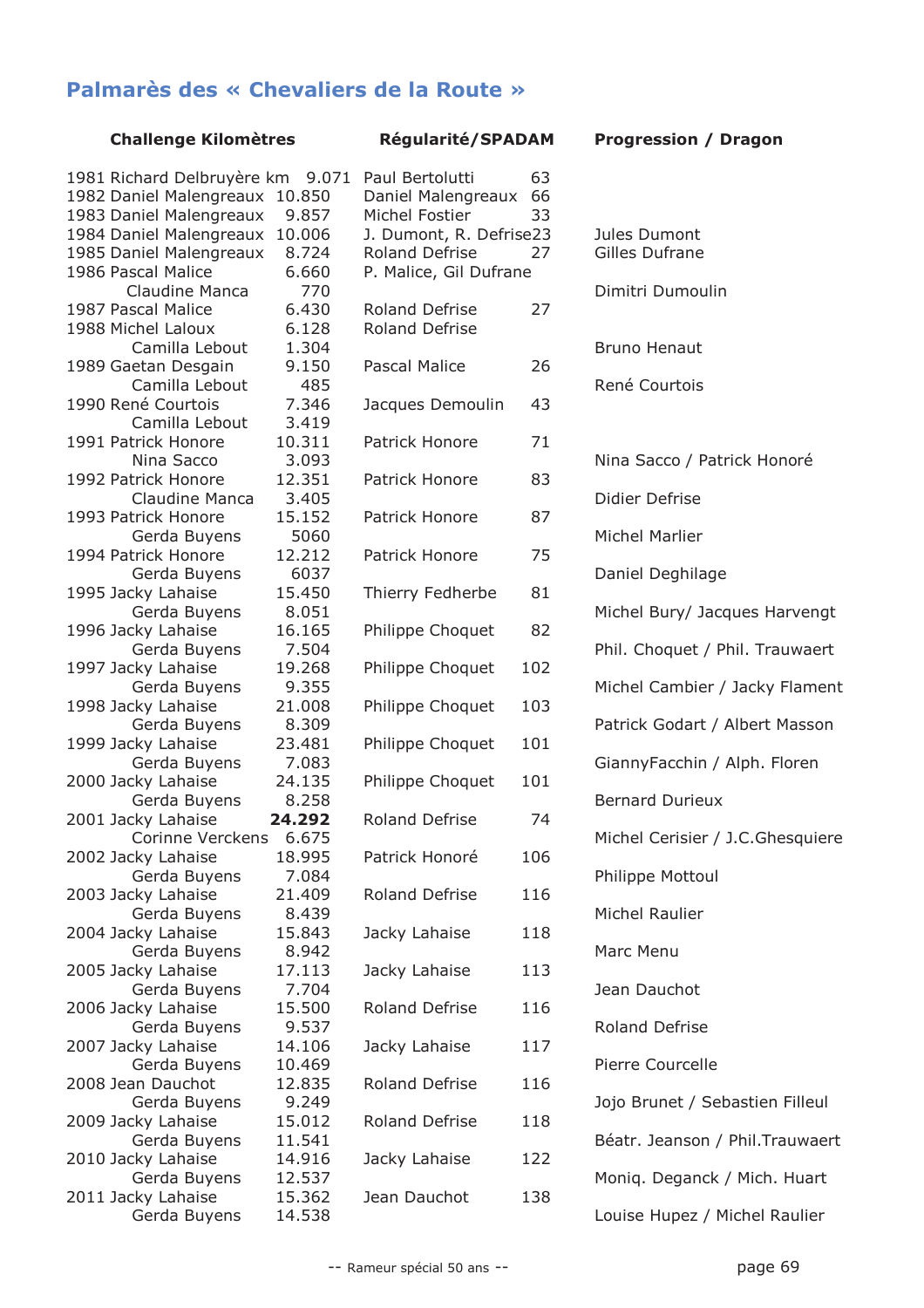## Palmarès des « Chevaliers de la Route »

| Challenge Kilomètres | | Régularité/SPADAM | | Progression / Dragon |
|---|---|---|---|---|
| 1981 Richard Delbruyère km | 9.071 | Paul Bertolutti | 63 | |
| 1982 Daniel Malengreaux | 10.850 | Daniel Malengreaux | 66 | |
| 1983 Daniel Malengreaux | 9.857 | Michel Fostier | 33 | |
| 1984 Daniel Malengreaux | 10.006 | J. Dumont, R. Defrise | 23 | Jules Dumont |
| 1985 Daniel Malengreaux | 8.724 | Roland Defrise | 27 | Gilles Dufrane |
| 1986 Pascal Malice | 6.660 | P. Malice, Gil Dufrane | | |
| Claudine Manca | 770 | | | Dimitri Dumoulin |
| 1987 Pascal Malice | 6.430 | Roland Defrise | 27 | |
| 1988 Michel Laloux | 6.128 | Roland Defrise | | |
| Camilla Lebout | 1.304 | | | Bruno Henaut |
| 1989 Gaetan Desgain | 9.150 | Pascal Malice | 26 | |
| Camilla Lebout | 485 | | | René Courtois |
| 1990 René Courtois | 7.346 | Jacques Demoulin | 43 | |
| Camilla Lebout | 3.419 | | | |
| 1991 Patrick Honore | 10.311 | Patrick Honore | 71 | |
| Nina Sacco | 3.093 | | | Nina Sacco / Patrick Honoré |
| 1992 Patrick Honore | 12.351 | Patrick Honore | 83 | |
| Claudine Manca | 3.405 | | | Didier Defrise |
| 1993 Patrick Honore | 15.152 | Patrick Honore | 87 | |
| Gerda Buyens | 5060 | | | Michel Marlier |
| 1994 Patrick Honore | 12.212 | Patrick Honore | 75 | |
| Gerda Buyens | 6037 | | | Daniel Deghilage |
| 1995 Jacky Lahaise | 15.450 | Thierry Fedherbe | 81 | |
| Gerda Buyens | 8.051 | | | Michel Bury/ Jacques Harvengt |
| 1996 Jacky Lahaise | 16.165 | Philippe Choquet | 82 | |
| Gerda Buyens | 7.504 | | | Phil. Choquet / Phil. Trauwaert |
| 1997 Jacky Lahaise | 19.268 | Philippe Choquet | 102 | |
| Gerda Buyens | 9.355 | | | Michel Cambier / Jacky Flament |
| 1998 Jacky Lahaise | 21.008 | Philippe Choquet | 103 | |
| Gerda Buyens | 8.309 | | | Patrick Godart / Albert Masson |
| 1999 Jacky Lahaise | 23.481 | Philippe Choquet | 101 | |
| Gerda Buyens | 7.083 | | | GiannyFacchin / Alph. Floren |
| 2000 Jacky Lahaise | 24.135 | Philippe Choquet | 101 | |
| Gerda Buyens | 8.258 | | | Bernard Durieux |
| 2001 Jacky Lahaise | **24.292** | Roland Defrise | 74 | |
| Corinne Verckens | 6.675 | | | Michel Cerisier / J.C.Ghesquiere |
| 2002 Jacky Lahaise | 18.995 | Patrick Honoré | 106 | |
| Gerda Buyens | 7.084 | | | Philippe Mottoul |
| 2003 Jacky Lahaise | 21.409 | Roland Defrise | 116 | |
| Gerda Buyens | 8.439 | | | Michel Raulier |
| 2004 Jacky Lahaise | 15.843 | Jacky Lahaise | 118 | |
| Gerda Buyens | 8.942 | | | Marc Menu |
| 2005 Jacky Lahaise | 17.113 | Jacky Lahaise | 113 | |
| Gerda Buyens | 7.704 | | | Jean Dauchot |
| 2006 Jacky Lahaise | 15.500 | Roland Defrise | 116 | |
| Gerda Buyens | 9.537 | | | Roland Defrise |
| 2007 Jacky Lahaise | 14.106 | Jacky Lahaise | 117 | |
| Gerda Buyens | 10.469 | | | Pierre Courcelle |
| 2008 Jean Dauchot | 12.835 | Roland Defrise | 116 | |
| Gerda Buyens | 9.249 | | | Jojo Brunet / Sebastien Filleul |
| 2009 Jacky Lahaise | 15.012 | Roland Defrise | 118 | |
| Gerda Buyens | 11.541 | | | Béatr. Jeanson / Phil.Trauwaert |
| 2010 Jacky Lahaise | 14.916 | Jacky Lahaise | 122 | |
| Gerda Buyens | 12.537 | | | Moniq. Deganck / Mich. Huart |
| 2011 Jacky Lahaise | 15.362 | Jean Dauchot | 138 | |
| Gerda Buyens | 14.538 | | | Louise Hupez / Michel Raulier |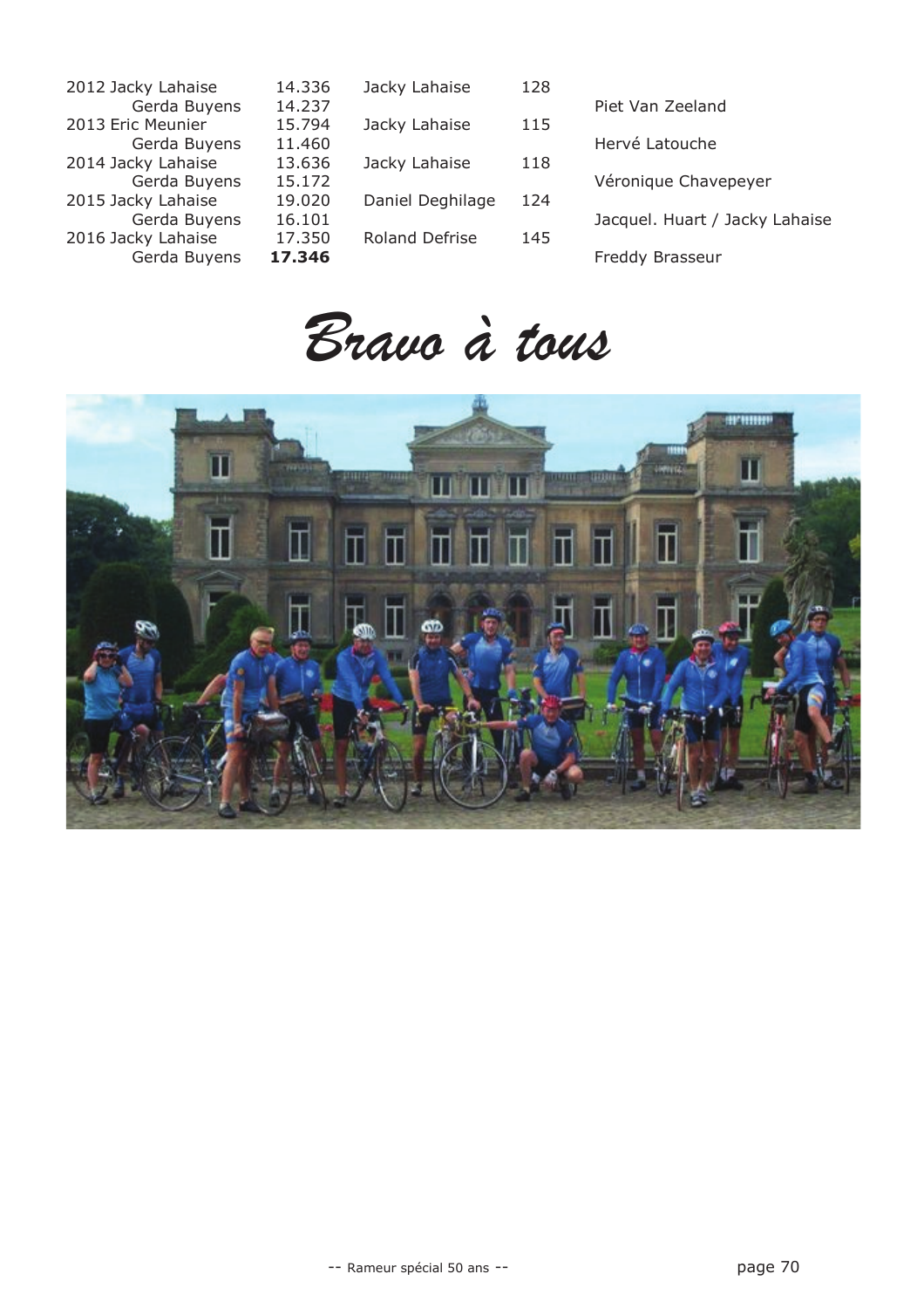| | | | | |
|---|---|---|---|---|
| 2012 Jacky Lahaise | 14.336 | Jacky Lahaise | 128 | |
| Gerda Buyens | 14.237 | | | Piet Van Zeeland |
| 2013 Eric Meunier | 15.794 | Jacky Lahaise | 115 | |
| Gerda Buyens | 11.460 | | | Hervé Latouche |
| 2014 Jacky Lahaise | 13.636 | Jacky Lahaise | 118 | |
| Gerda Buyens | 15.172 | | | Véronique Chavepeyer |
| 2015 Jacky Lahaise | 19.020 | Daniel Deghilage | 124 | |
| Gerda Buyens | 16.101 | | | Jacquel. Huart / Jacky Lahaise |
| 2016 Jacky Lahaise | 17.350 | Roland Defrise | 145 | |
| Gerda Buyens | **17.346** | | | Freddy Brasseur |

# *Bravo à tous*